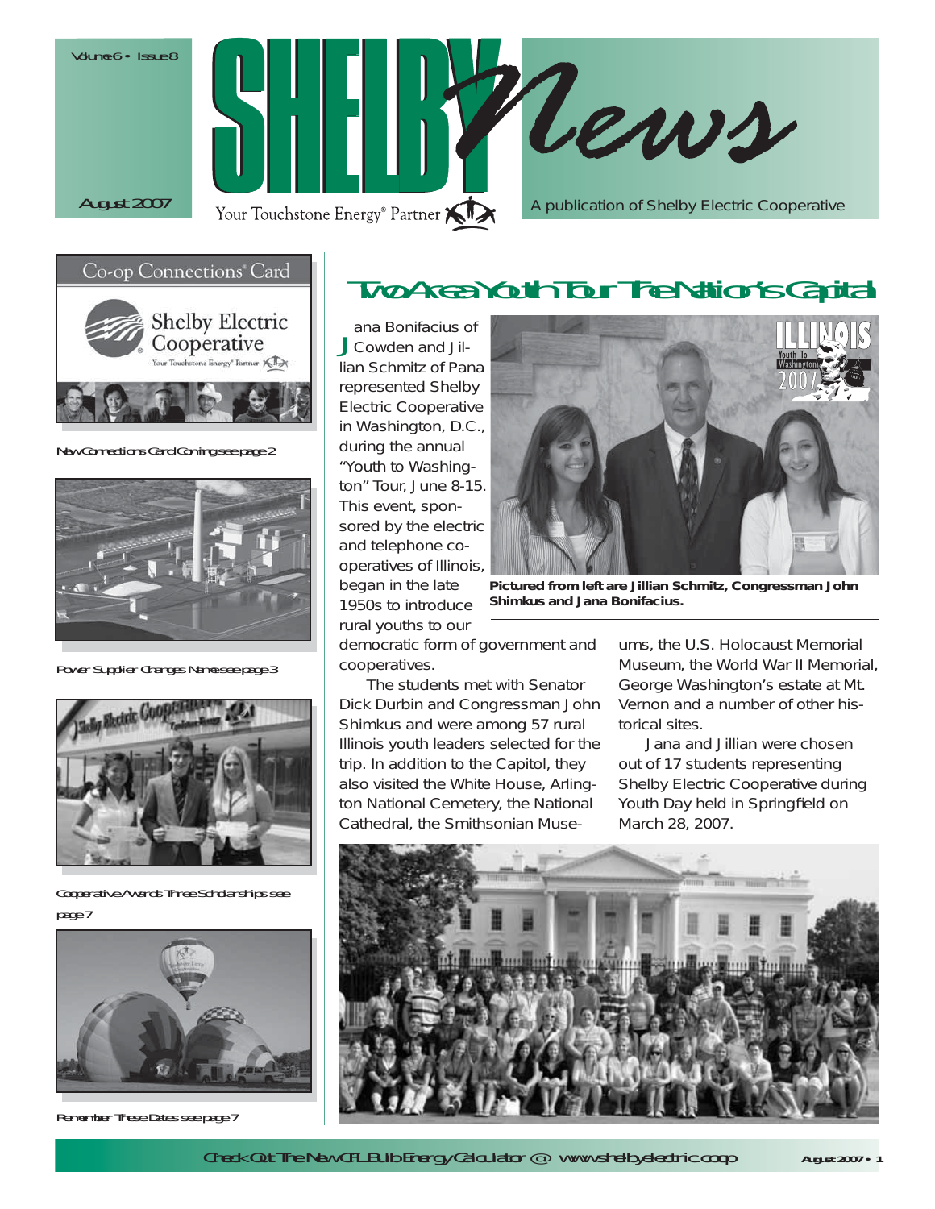Volume 6 • Issue 8

August 2007

# SHELBY News

Your Touchstone Energy® Partner

A publication of Shelby Electric Cooperative

New Connections Card Coming see page 2

Power Supplier Changes Name see page 3

Cooperative Awards Three Scholarships see page 7

Remember These Dates see page 7

## Two Area Youth Tour The Nation's Capital

Jana Bonifacius of Cowden and Jillian Schmitz of Pana represented Shelby Electric Cooperative in Washington, D.C., during the annual "Youth to Washington" Tour, June 8-15. This event, sponsored by the electric and telephone cooperatives of Illinois, began in the late 1950s to introduce rural youths to our democratic form of government and cooperatives.

**Pictured from left are Jillian Schmitz, Congressman John Shimkus and Jana Bonifacius.**

The students met with Senator Dick Durbin and Congressman John Shimkus and were among 57 rural Illinois youth leaders selected for the trip. In addition to the Capitol, they also visited the White House, Arlington National Cemetery, the National Cathedral, the Smithsonian Museums, the U.S. Holocaust Memorial Museum, the World War II Memorial, George Washington's estate at Mt. Vernon and a number of other historical sites.

Jana and Jillian were chosen out of 17 students representing Shelby Electric Cooperative during Youth Day held in Springfield on March 28, 2007.

Check Out The New CFL Bulb Energy Calculator @ www.shelbyelectric.coop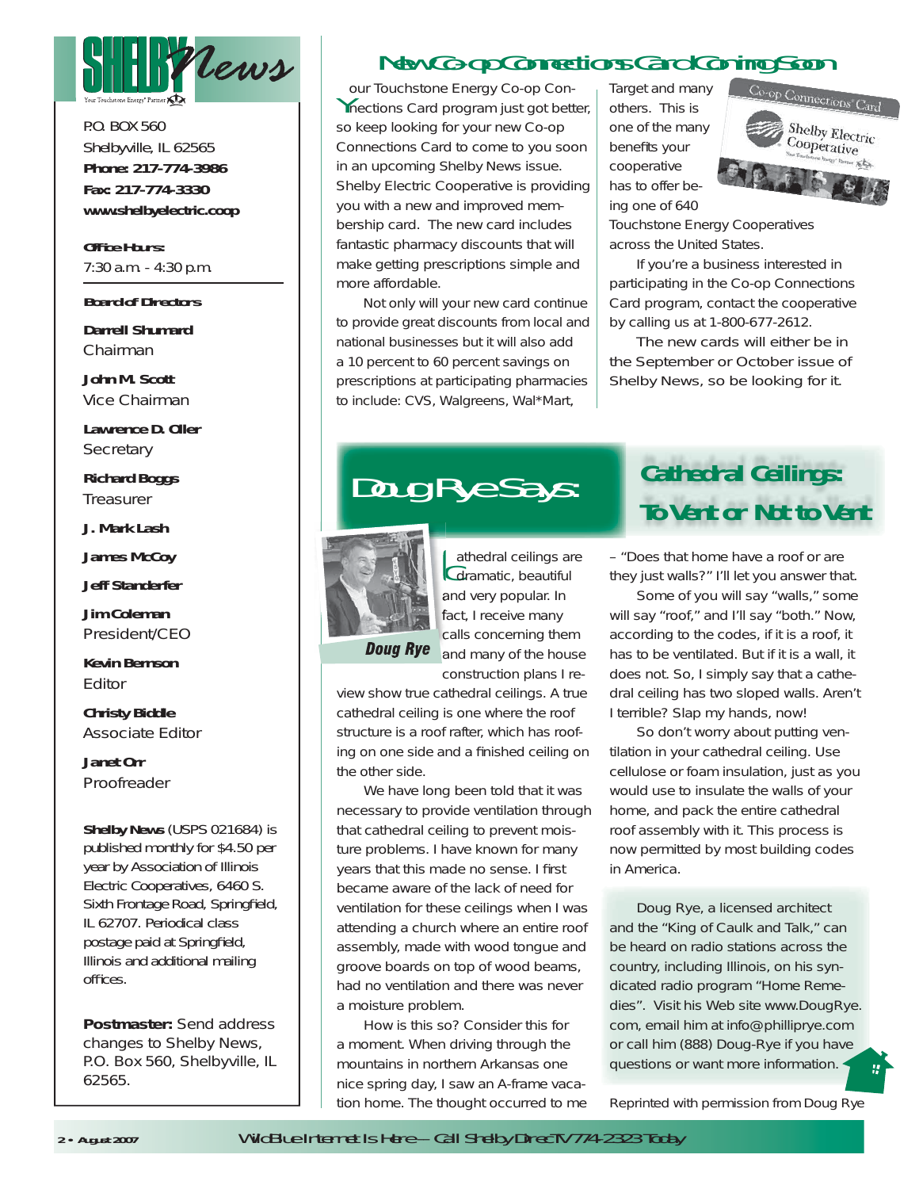# Shelby News

P.O. BOX 560
Shelbyville, IL 62565
**Phone: 217-774-3986**
**Fax: 217-774-3330**
**www.shelbyelectric.coop**

**Office Hours:**
7:30 a.m. - 4:30 p.m.

**Board of Directors**

**Darrell Shumard**
Chairman

**John M. Scott**
Vice Chairman

**Lawrence D. Oller**
Secretary

**Richard Boggs**
Treasurer

**J. Mark Lash**

**James McCoy**

**Jeff Standerfer**

**Jim Coleman**
President/CEO

**Kevin Bernson**
Editor

**Christy Biddle**
Associate Editor

**Janet Orr**
Proofreader

**Shelby News** (USPS 021684) is published monthly for $4.50 per year by Association of Illinois Electric Cooperatives, 6460 S. Sixth Frontage Road, Springfield, IL 62707. Periodical class postage paid at Springfield, Illinois and additional mailing offices.

**Postmaster:** Send address changes to Shelby News, P.O. Box 560, Shelbyville, IL 62565.

## New Co-op Connections Card Coming Soon

Your Touchstone Energy Co-op Connections Card program just got better, so keep looking for your new Co-op Connections Card to come to you soon in an upcoming Shelby News issue. Shelby Electric Cooperative is providing you with a new and improved membership card. The new card includes fantastic pharmacy discounts that will make getting prescriptions simple and more affordable.

Not only will your new card continue to provide great discounts from local and national businesses but it will also add a 10 percent to 60 percent savings on prescriptions at participating pharmacies to include: CVS, Walgreens, Wal*Mart, Target and many others. This is one of the many benefits your cooperative has to offer being one of 640 Touchstone Energy Cooperatives across the United States.

If you're a business interested in participating in the Co-op Connections Card program, contact the cooperative by calling us at 1-800-677-2612.

The new cards will either be in the September or October issue of Shelby News, so be looking for it.

## Doug Rye Says: Cathedral Ceilings: To Vent or Not to Vent

Doug Rye

Cathedral ceilings are dramatic, beautiful and very popular. In fact, I receive many calls concerning them and many of the house construction plans I review show true cathedral ceilings. A true cathedral ceiling is one where the roof structure is a roof rafter, which has roofing on one side and a finished ceiling on the other side.

We have long been told that it was necessary to provide ventilation through that cathedral ceiling to prevent moisture problems. I have known for many years that this made no sense. I first became aware of the lack of need for ventilation for these ceilings when I was attending a church where an entire roof assembly, made with wood tongue and groove boards on top of wood beams, had no ventilation and there was never a moisture problem.

How is this so? Consider this for a moment. When driving through the mountains in northern Arkansas one nice spring day, I saw an A-frame vacation home. The thought occurred to me – "Does that home have a roof or are they just walls?" I'll let you answer that.

Some of you will say "walls," some will say "roof," and I'll say "both." Now, according to the codes, if it is a roof, it has to be ventilated. But if it is a wall, it does not. So, I simply say that a cathedral ceiling has two sloped walls. Aren't I terrible? Slap my hands, now!

So don't worry about putting ventilation in your cathedral ceiling. Use cellulose or foam insulation, just as you would use to insulate the walls of your home, and pack the entire cathedral roof assembly with it. This process is now permitted by most building codes in America.

Doug Rye, a licensed architect and the "King of Caulk and Talk," can be heard on radio stations across the country, including Illinois, on his syndicated radio program "Home Remedies". Visit his Web site www.DougRye.com, email him at info@philliprye.com or call him (888) Doug-Rye if you have questions or want more information.

Reprinted with permission from Doug Rye

Wild Blue Internet Is Here — Call Shelby DirecTV 774-2323 Today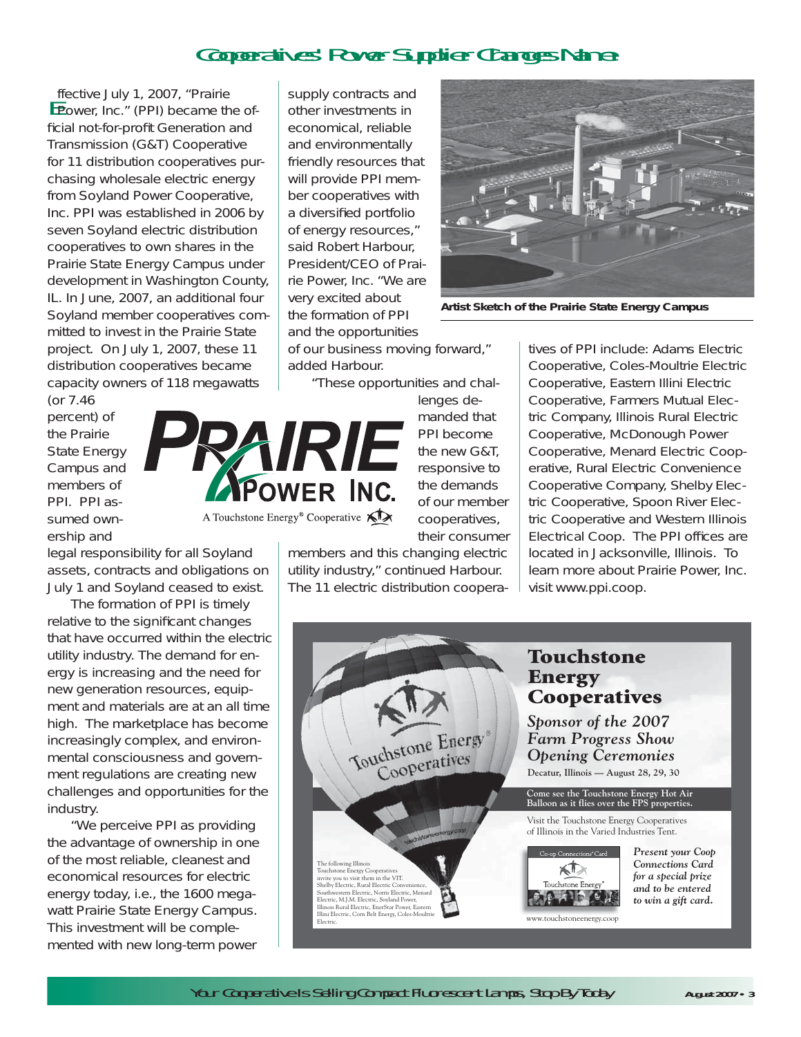# Cooperatives' Power Supplier Changes Name

Effective July 1, 2007, "Prairie Power, Inc." (PPI) became the official not-for-profit Generation and Transmission (G&T) Cooperative for 11 distribution cooperatives purchasing wholesale electric energy from Soyland Power Cooperative, Inc. PPI was established in 2006 by seven Soyland electric distribution cooperatives to own shares in the Prairie State Energy Campus under development in Washington County, IL. In June, 2007, an additional four Soyland member cooperatives committed to invest in the Prairie State project. On July 1, 2007, these 11 distribution cooperatives became capacity owners of 118 megawatts (or 7.46 percent) of the Prairie State Energy Campus and members of PPI. PPI assumed ownership and legal responsibility for all Soyland assets, contracts and obligations on July 1 and Soyland ceased to exist.

The formation of PPI is timely relative to the significant changes that have occurred within the electric utility industry. The demand for energy is increasing and the need for new generation resources, equipment and materials are at an all time high. The marketplace has become increasingly complex, and environmental consciousness and government regulations are creating new challenges and opportunities for the industry.

"We perceive PPI as providing the advantage of ownership in one of the most reliable, cleanest and economical resources for electric energy today, i.e., the 1600 megawatt Prairie State Energy Campus. This investment will be complemented with new long-term power supply contracts and other investments in economical, reliable and environmentally friendly resources that will provide PPI member cooperatives with a diversified portfolio of energy resources," said Robert Harbour, President/CEO of Prairie Power, Inc. "We are very excited about the formation of PPI and the opportunities of our business moving forward," added Harbour.

"These opportunities and challenges demanded that PPI become the new G&T, responsive to the demands of our member cooperatives, their consumer members and this changing electric utility industry," continued Harbour. The 11 electric distribution cooperatives of PPI include: Adams Electric Cooperative, Coles-Moultrie Electric Cooperative, Eastern Illini Electric Cooperative, Farmers Mutual Electric Company, Illinois Rural Electric Cooperative, McDonough Power Cooperative, Menard Electric Cooperative, Rural Electric Convenience Cooperative Company, Shelby Electric Cooperative, Spoon River Electric Cooperative and Western Illinois Electrical Coop. The PPI offices are located in Jacksonville, Illinois. To learn more about Prairie Power, Inc. visit www.ppi.coop.

**Artist Sketch of the Prairie State Energy Campus**

PRAIRIE POWER INC.
A Touchstone Energy® Cooperative

---

## Touchstone Energy Cooperatives

*Sponsor of the 2007 Farm Progress Show Opening Ceremonies*

Decatur, Illinois — August 28, 29, 30

**Come see the Touchstone Energy Hot Air Balloon as it flies over the FPS properties.**

Visit the Touchstone Energy Cooperatives of Illinois in the Varied Industries Tent.

*Present your Coop Connections Card for a special prize and to be entered to win a gift card.*

The following Illinois Touchstone Energy Cooperatives invite you to visit them in the VIT: Shelby Electric, Rural Electric Convenience, Southwestern Electric, Norris Electric, Menard Electric, M.J.M. Electric, Soyland Power, Illinois Rural Electric, EnerStar Power, Eastern Illini Electric, Corn Belt Energy, Coles-Moultrie Electric.

www.touchstoneenergy.coop

---

Your Cooperative Is Selling Compact Fluorescent Lamps, Stop By Today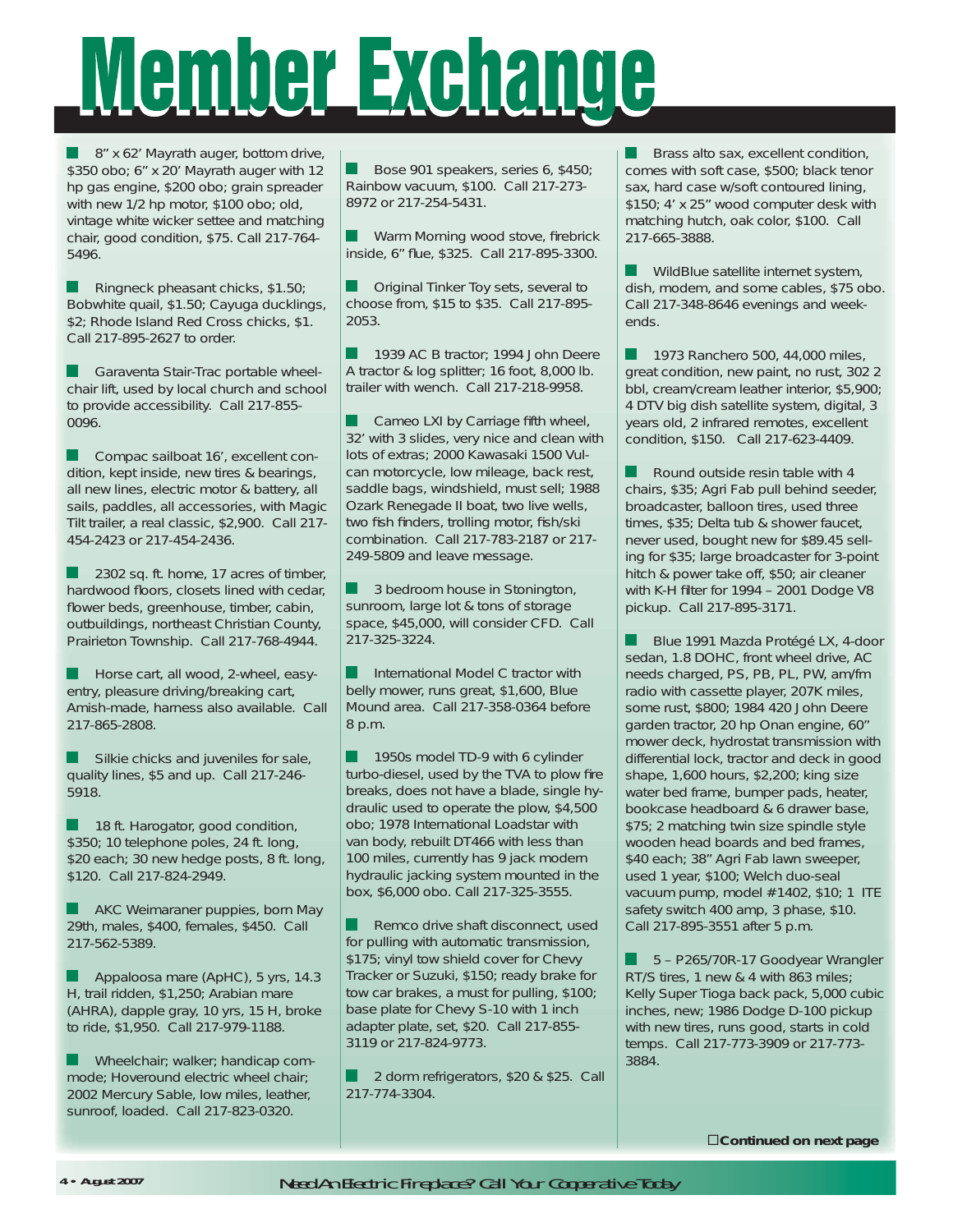# Member Exchange

- 8" x 62' Mayrath auger, bottom drive, $350 obo; 6" x 20' Mayrath auger with 12 hp gas engine, $200 obo; grain spreader with new 1/2 hp motor, $100 obo; old, vintage white wicker settee and matching chair, good condition, $75. Call 217-764-5496.

- Ringneck pheasant chicks, $1.50; Bobwhite quail, $1.50; Cayuga ducklings, $2; Rhode Island Red Cross chicks, $1. Call 217-895-2627 to order.

- Garaventa Stair-Trac portable wheelchair lift, used by local church and school to provide accessibility. Call 217-855-0096.

- Compac sailboat 16', excellent condition, kept inside, new tires & bearings, all new lines, electric motor & battery, all sails, paddles, all accessories, with Magic Tilt trailer, a real classic, $2,900. Call 217-454-2423 or 217-454-2436.

- 2302 sq. ft. home, 17 acres of timber, hardwood floors, closets lined with cedar, flower beds, greenhouse, timber, cabin, outbuildings, northeast Christian County, Prairieton Township. Call 217-768-4944.

- Horse cart, all wood, 2-wheel, easy-entry, pleasure driving/breaking cart, Amish-made, harness also available. Call 217-865-2808.

- Silkie chicks and juveniles for sale, quality lines, $5 and up. Call 217-246-5918.

- 18 ft. Harogator, good condition, $350; 10 telephone poles, 24 ft. long, $20 each; 30 new hedge posts, 8 ft. long, $120. Call 217-824-2949.

- AKC Weimaraner puppies, born May 29th, males, $400, females, $450. Call 217-562-5389.

- Appaloosa mare (ApHC), 5 yrs, 14.3 H, trail ridden, $1,250; Arabian mare (AHRA), dapple gray, 10 yrs, 15 H, broke to ride, $1,950. Call 217-979-1188.

- Wheelchair; walker; handicap commode; Hoveround electric wheel chair; 2002 Mercury Sable, low miles, leather, sunroof, loaded. Call 217-823-0320.

- Bose 901 speakers, series 6, $450; Rainbow vacuum, $100. Call 217-273-8972 or 217-254-5431.

- Warm Morning wood stove, firebrick inside, 6" flue, $325. Call 217-895-3300.

- Original Tinker Toy sets, several to choose from, $15 to $35. Call 217-895-2053.

- 1939 AC B tractor; 1994 John Deere A tractor & log splitter; 16 foot, 8,000 lb. trailer with wench. Call 217-218-9958.

- Cameo LXI by Carriage fifth wheel, 32' with 3 slides, very nice and clean with lots of extras; 2000 Kawasaki 1500 Vulcan motorcycle, low mileage, back rest, saddle bags, windshield, must sell; 1988 Ozark Renegade II boat, two live wells, two fish finders, trolling motor, fish/ski combination. Call 217-783-2187 or 217-249-5809 and leave message.

- 3 bedroom house in Stonington, sunroom, large lot & tons of storage space, $45,000, will consider CFD. Call 217-325-3224.

- International Model C tractor with belly mower, runs great, $1,600, Blue Mound area. Call 217-358-0364 before 8 p.m.

- 1950s model TD-9 with 6 cylinder turbo-diesel, used by the TVA to plow fire breaks, does not have a blade, single hydraulic used to operate the plow, $4,500 obo; 1978 International Loadstar with van body, rebuilt DT466 with less than 100 miles, currently has 9 jack modern hydraulic jacking system mounted in the box, $6,000 obo. Call 217-325-3555.

- Remco drive shaft disconnect, used for pulling with automatic transmission, $175; vinyl tow shield cover for Chevy Tracker or Suzuki, $150; ready brake for tow car brakes, a must for pulling, $100; base plate for Chevy S-10 with 1 inch adapter plate, set, $20. Call 217-855-3119 or 217-824-9773.

- 2 dorm refrigerators, $20 & $25. Call 217-774-3304.

- Brass alto sax, excellent condition, comes with soft case, $500; black tenor sax, hard case w/soft contoured lining, $150; 4' x 25" wood computer desk with matching hutch, oak color, $100. Call 217-665-3888.

- WildBlue satellite internet system, dish, modem, and some cables, $75 obo. Call 217-348-8646 evenings and weekends.

- 1973 Ranchero 500, 44,000 miles, great condition, new paint, no rust, 302 2 bbl, cream/cream leather interior, $5,900; 4 DTV big dish satellite system, digital, 3 years old, 2 infrared remotes, excellent condition, $150. Call 217-623-4409.

- Round outside resin table with 4 chairs, $35; Agri Fab pull behind seeder, broadcaster, balloon tires, used three times, $35; Delta tub & shower faucet, never used, bought new for $89.45 selling for $35; large broadcaster for 3-point hitch & power take off, $50; air cleaner with K-H filter for 1994 – 2001 Dodge V8 pickup. Call 217-895-3171.

- Blue 1991 Mazda Protégé LX, 4-door sedan, 1.8 DOHC, front wheel drive, AC needs charged, PS, PB, PL, PW, am/fm radio with cassette player, 207K miles, some rust, $800; 1984 420 John Deere garden tractor, 20 hp Onan engine, 60" mower deck, hydrostat transmission with differential lock, tractor and deck in good shape, 1,600 hours, $2,200; king size water bed frame, bumper pads, heater, bookcase headboard & 6 drawer base, $75; 2 matching twin size spindle style wooden head boards and bed frames, $40 each; 38" Agri Fab lawn sweeper, used 1 year, $100; Welch duo-seal vacuum pump, model #1402, $10; 1 ITE safety switch 400 amp, 3 phase, $10. Call 217-895-3551 after 5 p.m.

- 5 – P265/70R-17 Goodyear Wrangler RT/S tires, 1 new & 4 with 863 miles; Kelly Super Tioga back pack, 5,000 cubic inches, new; 1986 Dodge D-100 pickup with new tires, runs good, starts in cold temps. Call 217-773-3909 or 217-773-3884.

**Continued on next page**

*Need An Electric Fireplace? Call Your Cooperative Today*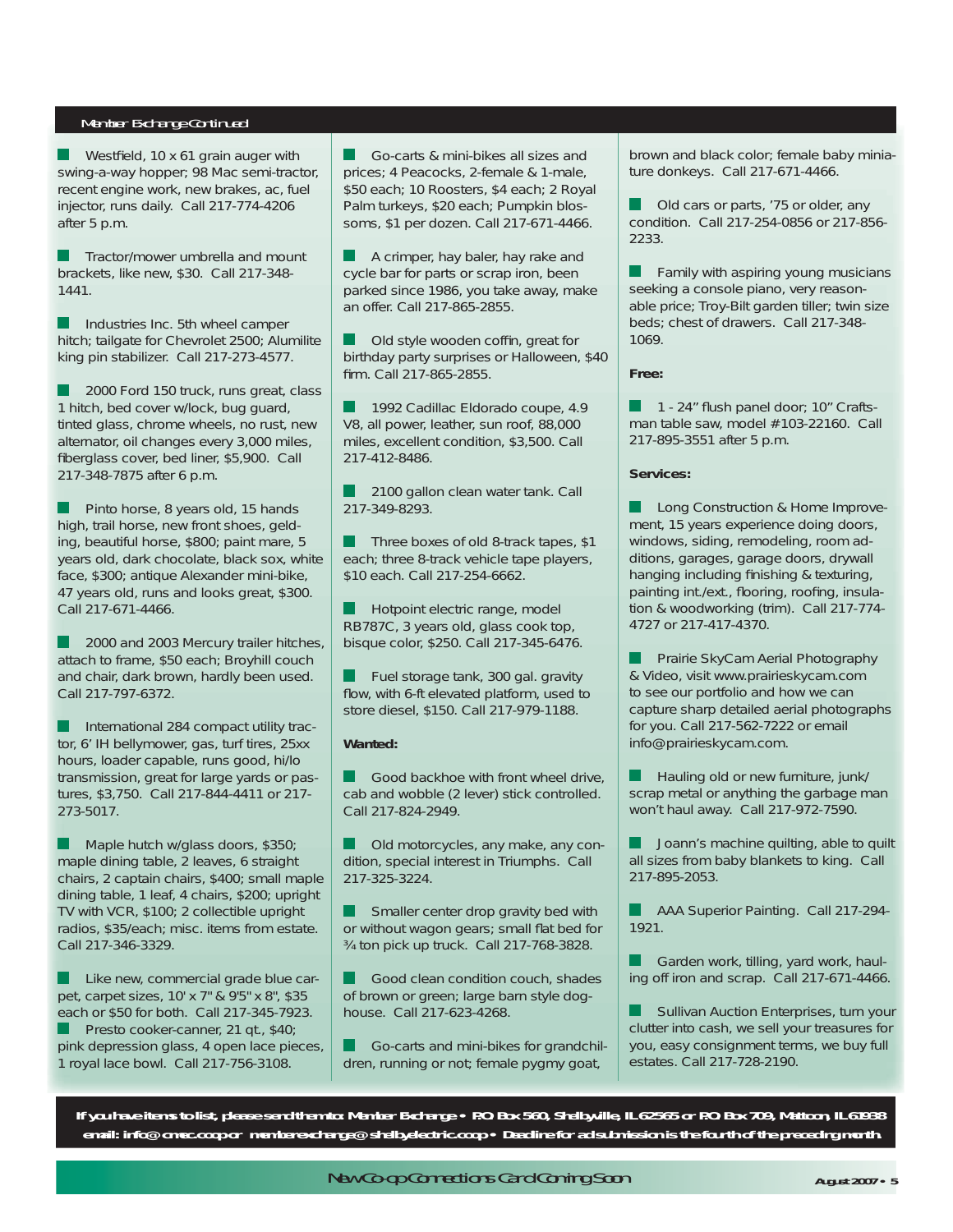Member Exchange Continued

- Westfield, 10 x 61 grain auger with swing-a-way hopper; 98 Mac semi-tractor, recent engine work, new brakes, ac, fuel injector, runs daily. Call 217-774-4206 after 5 p.m.

- Tractor/mower umbrella and mount brackets, like new, $30. Call 217-348-1441.

- Industries Inc. 5th wheel camper hitch; tailgate for Chevrolet 2500; Alumilite king pin stabilizer. Call 217-273-4577.

- 2000 Ford 150 truck, runs great, class 1 hitch, bed cover w/lock, bug guard, tinted glass, chrome wheels, no rust, new alternator, oil changes every 3,000 miles, fiberglass cover, bed liner, $5,900. Call 217-348-7875 after 6 p.m.

- Pinto horse, 8 years old, 15 hands high, trail horse, new front shoes, gelding, beautiful horse, $800; paint mare, 5 years old, dark chocolate, black sox, white face, $300; antique Alexander mini-bike, 47 years old, runs and looks great, $300. Call 217-671-4466.

- 2000 and 2003 Mercury trailer hitches, attach to frame, $50 each; Broyhill couch and chair, dark brown, hardly been used. Call 217-797-6372.

- International 284 compact utility tractor, 6' IH bellymower, gas, turf tires, 25xx hours, loader capable, runs good, hi/lo transmission, great for large yards or pastures, $3,750. Call 217-844-4411 or 217-273-5017.

- Maple hutch w/glass doors, $350; maple dining table, 2 leaves, 6 straight chairs, 2 captain chairs, $400; small maple dining table, 1 leaf, 4 chairs, $200; upright TV with VCR, $100; 2 collectible upright radios, $35/each; misc. items from estate. Call 217-346-3329.

- Like new, commercial grade blue carpet, carpet sizes, 10' x 7" & 9'5" x 8", $35 each or $50 for both. Call 217-345-7923.

- Presto cooker-canner, 21 qt., $40; pink depression glass, 4 open lace pieces, 1 royal lace bowl. Call 217-756-3108.

- Go-carts & mini-bikes all sizes and prices; 4 Peacocks, 2-female & 1-male, $50 each; 10 Roosters, $4 each; 2 Royal Palm turkeys, $20 each; Pumpkin blossoms, $1 per dozen. Call 217-671-4466.

- A crimper, hay baler, hay rake and cycle bar for parts or scrap iron, been parked since 1986, you take away, make an offer. Call 217-865-2855.

- Old style wooden coffin, great for birthday party surprises or Halloween, $40 firm. Call 217-865-2855.

- 1992 Cadillac Eldorado coupe, 4.9 V8, all power, leather, sun roof, 88,000 miles, excellent condition, $3,500. Call 217-412-8486.

- 2100 gallon clean water tank. Call 217-349-8293.

- Three boxes of old 8-track tapes, $1 each; three 8-track vehicle tape players, $10 each. Call 217-254-6662.

- Hotpoint electric range, model RB787C, 3 years old, glass cook top, bisque color, $250. Call 217-345-6476.

- Fuel storage tank, 300 gal. gravity flow, with 6-ft elevated platform, used to store diesel, $150. Call 217-979-1188.

**Wanted:**

- Good backhoe with front wheel drive, cab and wobble (2 lever) stick controlled. Call 217-824-2949.

- Old motorcycles, any make, any condition, special interest in Triumphs. Call 217-325-3224.

- Smaller center drop gravity bed with or without wagon gears; small flat bed for ¾ ton pick up truck. Call 217-768-3828.

- Good clean condition couch, shades of brown or green; large barn style doghouse. Call 217-623-4268.

- Go-carts and mini-bikes for grandchildren, running or not; female pygmy goat, brown and black color; female baby miniature donkeys. Call 217-671-4466.

- Old cars or parts, '75 or older, any condition. Call 217-254-0856 or 217-856-2233.

- Family with aspiring young musicians seeking a console piano, very reasonable price; Troy-Bilt garden tiller; twin size beds; chest of drawers. Call 217-348-1069.

**Free:**

- 1 - 24" flush panel door; 10" Craftsman table saw, model #103-22160. Call 217-895-3551 after 5 p.m.

**Services:**

- Long Construction & Home Improvement, 15 years experience doing doors, windows, siding, remodeling, room additions, garages, garage doors, drywall hanging including finishing & texturing, painting int./ext., flooring, roofing, insulation & woodworking (trim). Call 217-774-4727 or 217-417-4370.

- Prairie SkyCam Aerial Photography & Video, visit www.prairieskycam.com to see our portfolio and how we can capture sharp detailed aerial photographs for you. Call 217-562-7222 or email info@prairieskycam.com.

- Hauling old or new furniture, junk/scrap metal or anything the garbage man won't haul away. Call 217-972-7590.

- Joann's machine quilting, able to quilt all sizes from baby blankets to king. Call 217-895-2053.

- AAA Superior Painting. Call 217-294-1921.

- Garden work, tilling, yard work, hauling off iron and scrap. Call 217-671-4466.

- Sullivan Auction Enterprises, turn your clutter into cash, we sell your treasures for you, easy consignment terms, we buy full estates. Call 217-728-2190.

**If you have items to list, please send them to: Member Exchange • P.O. Box 560, Shelbyville, IL 62565 or P.O. Box 709, Mattoon, IL 61938 email: info@cmec.coop or memberexchange@shelbyelectric.coop • Deadline for ad submission is the fourth of the preceding month.**

New Co-op Connections Card Coming Soon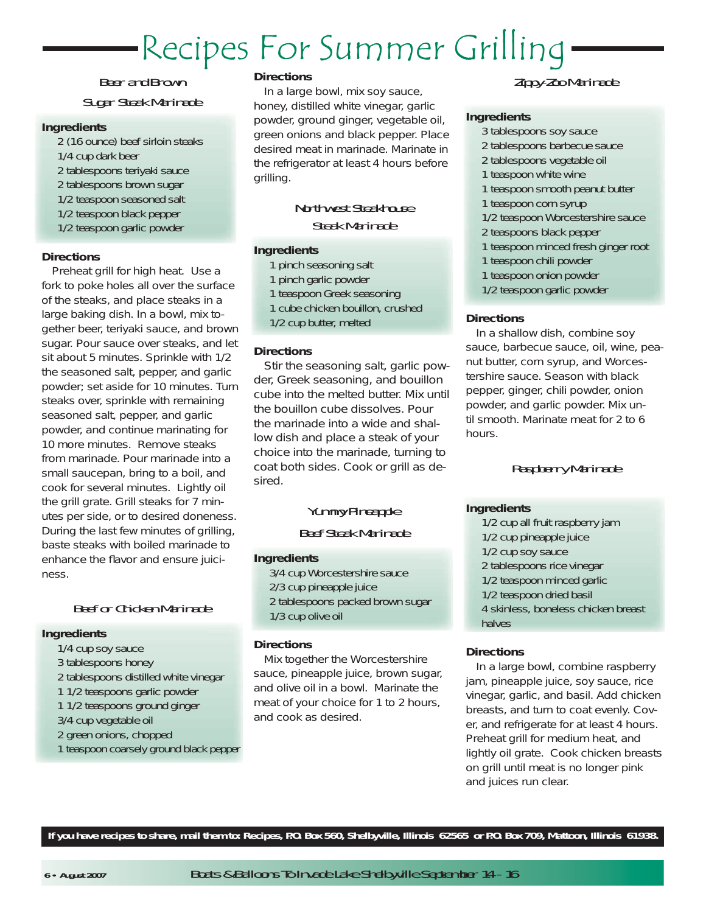# Recipes For Summer Grilling

## Beer and Brown Sugar Steak Marinade

**Ingredients**

- 2 (16 ounce) beef sirloin steaks
- 1/4 cup dark beer
- 2 tablespoons teriyaki sauce
- 2 tablespoons brown sugar
- 1/2 teaspoon seasoned salt
- 1/2 teaspoon black pepper
- 1/2 teaspoon garlic powder

**Directions**

Preheat grill for high heat. Use a fork to poke holes all over the surface of the steaks, and place steaks in a large baking dish. In a bowl, mix together beer, teriyaki sauce, and brown sugar. Pour sauce over steaks, and let sit about 5 minutes. Sprinkle with 1/2 the seasoned salt, pepper, and garlic powder; set aside for 10 minutes. Turn steaks over, sprinkle with remaining seasoned salt, pepper, and garlic powder, and continue marinating for 10 more minutes. Remove steaks from marinade. Pour marinade into a small saucepan, bring to a boil, and cook for several minutes. Lightly oil the grill grate. Grill steaks for 7 minutes per side, or to desired doneness. During the last few minutes of grilling, baste steaks with boiled marinade to enhance the flavor and ensure juiciness.

## Beef or Chicken Marinade

**Ingredients**

- 1/4 cup soy sauce
- 3 tablespoons honey
- 2 tablespoons distilled white vinegar
- 1 1/2 teaspoons garlic powder
- 1 1/2 teaspoons ground ginger
- 3/4 cup vegetable oil
- 2 green onions, chopped
- 1 teaspoon coarsely ground black pepper

**Directions**

In a large bowl, mix soy sauce, honey, distilled white vinegar, garlic powder, ground ginger, vegetable oil, green onions and black pepper. Place desired meat in marinade. Marinate in the refrigerator at least 4 hours before grilling.

## Northwest Steakhouse Steak Marinade

**Ingredients**

- 1 pinch seasoning salt
- 1 pinch garlic powder
- 1 teaspoon Greek seasoning
- 1 cube chicken bouillon, crushed
- 1/2 cup butter, melted

**Directions**

Stir the seasoning salt, garlic powder, Greek seasoning, and bouillon cube into the melted butter. Mix until the bouillon cube dissolves. Pour the marinade into a wide and shallow dish and place a steak of your choice into the marinade, turning to coat both sides. Cook or grill as desired.

## Yummy Pineapple Beef Steak Marinade

**Ingredients**

- 3/4 cup Worcestershire sauce
- 2/3 cup pineapple juice
- 2 tablespoons packed brown sugar
- 1/3 cup olive oil

**Directions**

Mix together the Worcestershire sauce, pineapple juice, brown sugar, and olive oil in a bowl. Marinate the meat of your choice for 1 to 2 hours, and cook as desired.

## Zippy-Zoo Marinade

**Ingredients**

- 3 tablespoons soy sauce
- 2 tablespoons barbecue sauce
- 2 tablespoons vegetable oil
- 1 teaspoon white wine
- 1 teaspoon smooth peanut butter
- 1 teaspoon corn syrup
- 1/2 teaspoon Worcestershire sauce
- 2 teaspoons black pepper
- 1 teaspoon minced fresh ginger root
- 1 teaspoon chili powder
- 1 teaspoon onion powder
- 1/2 teaspoon garlic powder

**Directions**

In a shallow dish, combine soy sauce, barbecue sauce, oil, wine, peanut butter, corn syrup, and Worcestershire sauce. Season with black pepper, ginger, chili powder, onion powder, and garlic powder. Mix until smooth. Marinate meat for 2 to 6 hours.

## Raspberry Marinade

**Ingredients**

- 1/2 cup all fruit raspberry jam
- 1/2 cup pineapple juice
- 1/2 cup soy sauce
- 2 tablespoons rice vinegar
- 1/2 teaspoon minced garlic
- 1/2 teaspoon dried basil
- 4 skinless, boneless chicken breast halves

**Directions**

In a large bowl, combine raspberry jam, pineapple juice, soy sauce, rice vinegar, garlic, and basil. Add chicken breasts, and turn to coat evenly. Cover, and refrigerate for at least 4 hours. Preheat grill for medium heat, and lightly oil grate. Cook chicken breasts on grill until meat is no longer pink and juices run clear.

**If you have recipes to share, mail them to: Recipes, P.O. Box 560, Shelbyville, Illinois 62565 or P.O. Box 709, Mattoon, Illinois 61938.**

Boats & Balloons To Invade Lake Shelbyville September 14 – 16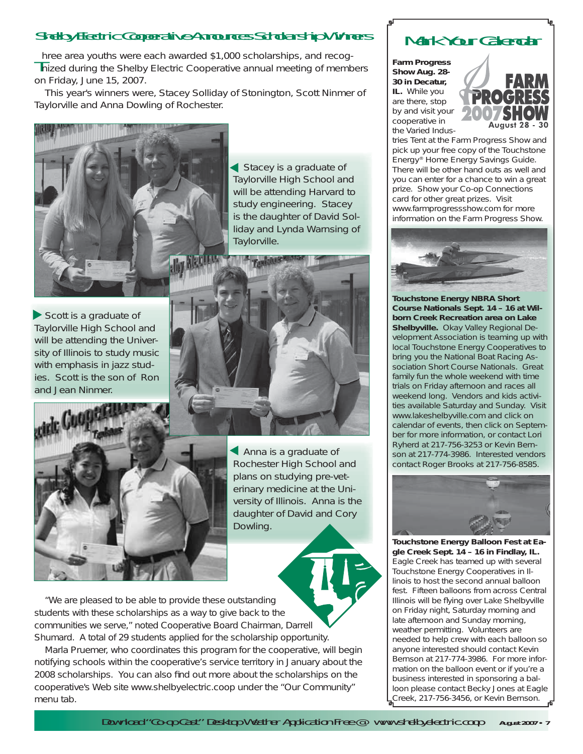## Shelby Electric Cooperative Announces Scholarship Winners

Three area youths were each awarded $1,000 scholarships, and recognized during the Shelby Electric Cooperative annual meeting of members on Friday, June 15, 2007.

This year's winners were, Stacey Solliday of Stonington, Scott Ninmer of Taylorville and Anna Dowling of Rochester.

Stacey is a graduate of Taylorville High School and will be attending Harvard to study engineering. Stacey is the daughter of David Solliday and Lynda Warnsing of Taylorville.

Scott is a graduate of Taylorville High School and will be attending the University of Illinois to study music with emphasis in jazz studies. Scott is the son of Ron and Jean Ninmer.

Anna is a graduate of Rochester High School and plans on studying pre-veterinary medicine at the University of Illinois. Anna is the daughter of David and Cory Dowling.

"We are pleased to be able to provide these outstanding students with these scholarships as a way to give back to the communities we serve," noted Cooperative Board Chairman, Darrell Shumard. A total of 29 students applied for the scholarship opportunity.

Marla Pruemer, who coordinates this program for the cooperative, will begin notifying schools within the cooperative's service territory in January about the 2008 scholarships. You can also find out more about the scholarships on the cooperative's Web site www.shelbyelectric.coop under the "Our Community" menu tab.

## Mark Your Calendar

**Farm Progress Show Aug. 28-30 in Decatur, IL.** While you are there, stop by and visit your cooperative in the Varied Industries Tent at the Farm Progress Show and pick up your free copy of the Touchstone Energy® Home Energy Savings Guide. There will be other hand outs as well and you can enter for a chance to win a great prize. Show your Co-op Connections card for other great prizes. Visit www.farmprogressshow.com for more information on the Farm Progress Show.

**Touchstone Energy NBRA Short Course Nationals Sept. 14 – 16 at Wilborn Creek Recreation area on Lake Shelbyville.** Okay Valley Regional Development Association is teaming up with local Touchstone Energy Cooperatives to bring you the National Boat Racing Association Short Course Nationals. Great family fun the whole weekend with time trials on Friday afternoon and races all weekend long. Vendors and kids activities available Saturday and Sunday. Visit www.lakeshelbyville.com and click on calendar of events, then click on September for more information, or contact Lori Ryherd at 217-756-3253 or Kevin Bernson at 217-774-3986. Interested vendors contact Roger Brooks at 217-756-8585.

**Touchstone Energy Balloon Fest at Eagle Creek Sept. 14 – 16 in Findlay, IL.** Eagle Creek has teamed up with several Touchstone Energy Cooperatives in Illinois to host the second annual balloon fest. Fifteen balloons from across Central Illinois will be flying over Lake Shelbyville on Friday night, Saturday morning and late afternoon and Sunday morning, weather permitting. Volunteers are needed to help crew with each balloon so anyone interested should contact Kevin Bernson at 217-774-3986. For more information on the balloon event or if you're a business interested in sponsoring a balloon please contact Becky Jones at Eagle Creek, 217-756-3456, or Kevin Bernson.

Download "Co-op Cast" Desktop Weather Application Free @ www.shelbyelectric.coop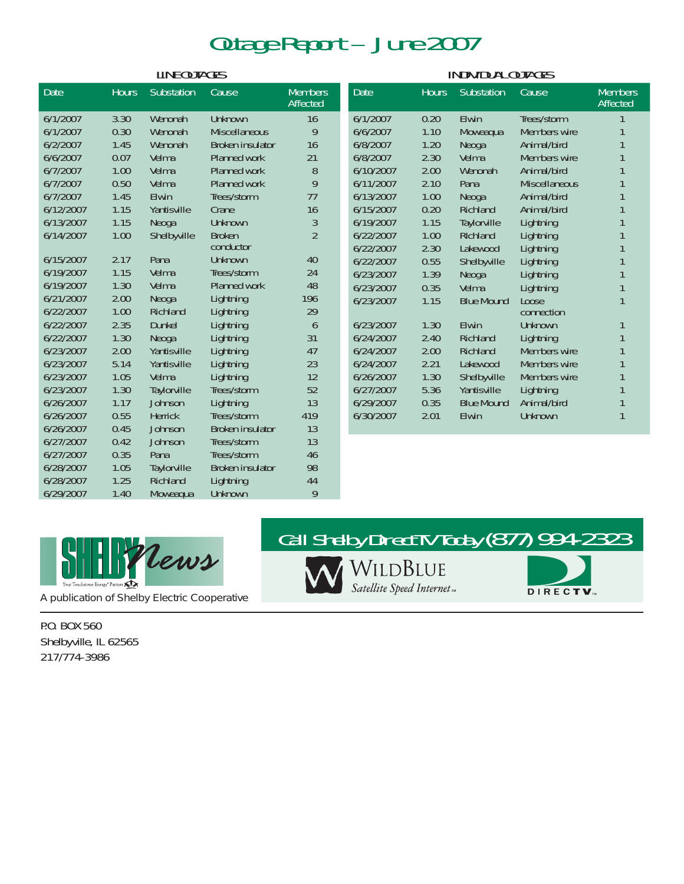# Outage Report – June 2007

## LINE OUTAGES

| Date | Hours | Substation | Cause | Members Affected |
|---|---|---|---|---|
| 6/1/2007 | 3.30 | Wenonah | Unknown | 16 |
| 6/1/2007 | 0.30 | Wenonah | Miscellaneous | 9 |
| 6/2/2007 | 1.45 | Wenonah | Broken insulator | 16 |
| 6/6/2007 | 0.07 | Velma | Planned work | 21 |
| 6/7/2007 | 1.00 | Velma | Planned work | 8 |
| 6/7/2007 | 0.50 | Velma | Planned work | 9 |
| 6/7/2007 | 1.45 | Elwin | Trees/storm | 77 |
| 6/12/2007 | 1.15 | Yantisville | Crane | 16 |
| 6/13/2007 | 1.15 | Neoga | Unknown | 3 |
| 6/14/2007 | 1.00 | Shelbyville | Broken conductor | 2 |
| 6/15/2007 | 2.17 | Pana | Unknown | 40 |
| 6/19/2007 | 1.15 | Velma | Trees/storm | 24 |
| 6/19/2007 | 1.30 | Velma | Planned work | 48 |
| 6/21/2007 | 2.00 | Neoga | Lightning | 196 |
| 6/22/2007 | 1.00 | Richland | Lightning | 29 |
| 6/22/2007 | 2.35 | Dunkel | Lightning | 6 |
| 6/22/2007 | 1.30 | Neoga | Lightning | 31 |
| 6/23/2007 | 2.00 | Yantisville | Lightning | 47 |
| 6/23/2007 | 5.14 | Yantisville | Lightning | 23 |
| 6/23/2007 | 1.05 | Velma | Lightning | 12 |
| 6/23/2007 | 1.30 | Taylorville | Trees/storm | 52 |
| 6/26/2007 | 1.17 | Johnson | Lightning | 13 |
| 6/26/2007 | 0.55 | Herrick | Trees/storm | 419 |
| 6/26/2007 | 0.45 | Johnson | Broken insulator | 13 |
| 6/27/2007 | 0.42 | Johnson | Trees/storm | 13 |
| 6/27/2007 | 0.35 | Pana | Trees/storm | 46 |
| 6/28/2007 | 1.05 | Taylorville | Broken insulator | 98 |
| 6/28/2007 | 1.25 | Richland | Lightning | 44 |
| 6/29/2007 | 1.40 | Moweaqua | Unknown | 9 |

## INDIVIDUAL OUTAGES

| Date | Hours | Substation | Cause | Members Affected |
|---|---|---|---|---|
| 6/1/2007 | 0.20 | Elwin | Trees/storm | 1 |
| 6/6/2007 | 1.10 | Moweaqua | Members wire | 1 |
| 6/8/2007 | 1.20 | Neoga | Animal/bird | 1 |
| 6/8/2007 | 2.30 | Velma | Members wire | 1 |
| 6/10/2007 | 2.00 | Wenonah | Animal/bird | 1 |
| 6/11/2007 | 2.10 | Pana | Miscellaneous | 1 |
| 6/13/2007 | 1.00 | Neoga | Animal/bird | 1 |
| 6/15/2007 | 0.20 | Richland | Animal/bird | 1 |
| 6/19/2007 | 1.15 | Taylorville | Lightning | 1 |
| 6/22/2007 | 1.00 | Richland | Lightning | 1 |
| 6/22/2007 | 2.30 | Lakewood | Lightning | 1 |
| 6/22/2007 | 0.55 | Shelbyville | Lightning | 1 |
| 6/23/2007 | 1.39 | Neoga | Lightning | 1 |
| 6/23/2007 | 0.35 | Velma | Lightning | 1 |
| 6/23/2007 | 1.15 | Blue Mound | Loose connection | 1 |
| 6/23/2007 | 1.30 | Elwin | Unknown | 1 |
| 6/24/2007 | 2.40 | Richland | Lightning | 1 |
| 6/24/2007 | 2.00 | Richland | Members wire | 1 |
| 6/24/2007 | 2.21 | Lakewood | Members wire | 1 |
| 6/26/2007 | 1.30 | Shelbyville | Members wire | 1 |
| 6/27/2007 | 5.36 | Yantisville | Lightning | 1 |
| 6/29/2007 | 0.35 | Blue Mound | Animal/bird | 1 |
| 6/30/2007 | 2.01 | Elwin | Unknown | 1 |

SHELBY News

Your Touchstone Energy® Partner

A publication of Shelby Electric Cooperative

Call Shelby DirectTV Today (877) 994-2323

WILDBLUE Satellite Speed Internet℠

DIRECTV™

P.O. BOX 560
Shelbyville, IL 62565
217/774-3986